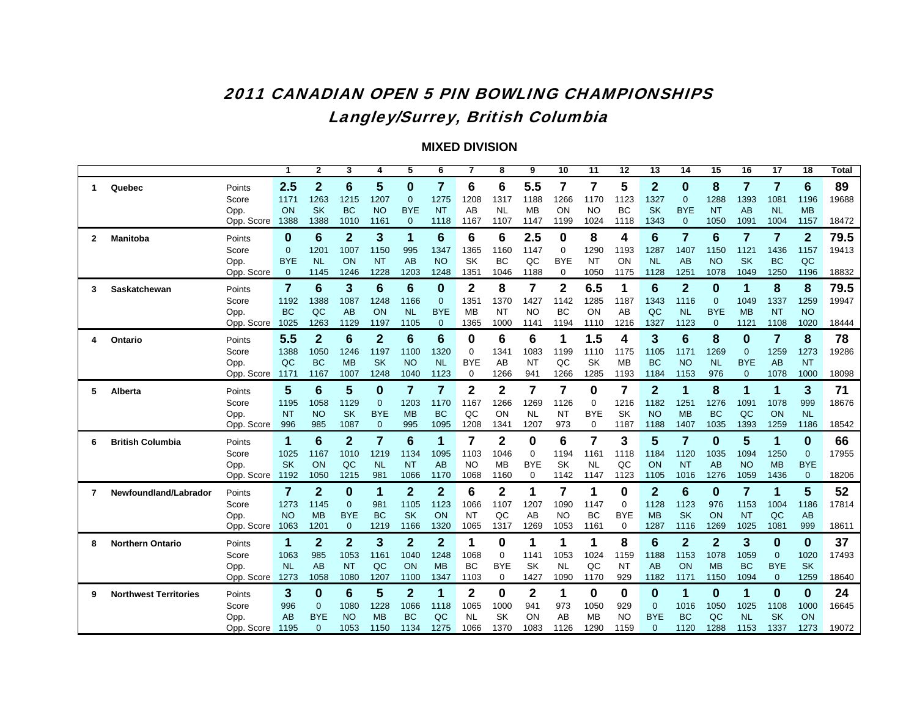# 2011 CANADIAN OPEN 5 PIN BOWLING CHAMPIONSHIPS

## Langley/Surrey, British Columbia

### MIXED DIVISION

| | | | 1 | 2 | 3 | 4 | 5 | 6 | 7 | 8 | 9 | 10 | 11 | 12 | 13 | 14 | 15 | 16 | 17 | 18 | Total |
|---|---|---|---|---|---|---|---|---|---|---|---|---|---|---|---|---|---|---|---|---|---|
| 1 | Quebec | Points | 2.5 | 2 | 6 | 5 | 0 | 7 | 6 | 6 | 5.5 | 7 | 7 | 5 | 2 | 0 | 8 | 7 | 7 | 6 | 89 |
| | | Score | 1171 | 1263 | 1215 | 1207 | 0 | 1275 | 1208 | 1317 | 1188 | 1266 | 1170 | 1123 | 1327 | 0 | 1288 | 1393 | 1081 | 1196 | 19688 |
| | | Opp. | ON | SK | BC | NO | BYE | NT | AB | NL | MB | ON | NO | BC | SK | BYE | NT | AB | NL | MB | |
| | | Opp. Score | 1388 | 1388 | 1010 | 1161 | 0 | 1118 | 1167 | 1107 | 1147 | 1199 | 1024 | 1118 | 1343 | 0 | 1050 | 1091 | 1004 | 1157 | 18472 |
| 2 | Manitoba | Points | 0 | 6 | 2 | 3 | 1 | 6 | 6 | 6 | 2.5 | 0 | 8 | 4 | 6 | 7 | 6 | 7 | 7 | 2 | 79.5 |
| | | Score | 0 | 1201 | 1007 | 1150 | 995 | 1347 | 1365 | 1160 | 1147 | 0 | 1290 | 1193 | 1287 | 1407 | 1150 | 1121 | 1436 | 1157 | 19413 |
| | | Opp. | BYE | NL | ON | NT | AB | NO | SK | BC | QC | BYE | NT | ON | NL | AB | NO | SK | BC | QC | |
| | | Opp. Score | 0 | 1145 | 1246 | 1228 | 1203 | 1248 | 1351 | 1046 | 1188 | 0 | 1050 | 1175 | 1128 | 1251 | 1078 | 1049 | 1250 | 1196 | 18832 |
| 3 | Saskatchewan | Points | 7 | 6 | 3 | 6 | 6 | 0 | 2 | 8 | 7 | 2 | 6.5 | 1 | 6 | 2 | 0 | 1 | 8 | 8 | 79.5 |
| | | Score | 1192 | 1388 | 1087 | 1248 | 1166 | 0 | 1351 | 1370 | 1427 | 1142 | 1285 | 1187 | 1343 | 1116 | 0 | 1049 | 1337 | 1259 | 19947 |
| | | Opp. | BC | QC | AB | ON | NL | BYE | MB | NT | NO | BC | ON | AB | QC | NL | BYE | MB | NT | NO | |
| | | Opp. Score | 1025 | 1263 | 1129 | 1197 | 1105 | 0 | 1365 | 1000 | 1141 | 1194 | 1110 | 1216 | 1327 | 1123 | 0 | 1121 | 1108 | 1020 | 18444 |
| 4 | Ontario | Points | 5.5 | 2 | 6 | 2 | 6 | 6 | 0 | 6 | 6 | 1 | 1.5 | 4 | 3 | 6 | 8 | 0 | 7 | 8 | 78 |
| | | Score | 1388 | 1050 | 1246 | 1197 | 1100 | 1320 | 0 | 1341 | 1083 | 1199 | 1110 | 1175 | 1105 | 1171 | 1269 | 0 | 1259 | 1273 | 19286 |
| | | Opp. | QC | BC | MB | SK | NO | NL | BYE | AB | NT | QC | SK | MB | BC | NO | NL | BYE | AB | NT | |
| | | Opp. Score | 1171 | 1167 | 1007 | 1248 | 1040 | 1123 | 0 | 1266 | 941 | 1266 | 1285 | 1193 | 1184 | 1153 | 976 | 0 | 1078 | 1000 | 18098 |
| 5 | Alberta | Points | 5 | 6 | 5 | 0 | 7 | 7 | 2 | 2 | 7 | 7 | 0 | 7 | 2 | 1 | 8 | 1 | 1 | 3 | 71 |
| | | Score | 1195 | 1058 | 1129 | 0 | 1203 | 1170 | 1167 | 1266 | 1269 | 1126 | 0 | 1216 | 1182 | 1251 | 1276 | 1091 | 1078 | 999 | 18676 |
| | | Opp. | NT | NO | SK | BYE | MB | BC | QC | ON | NL | NT | BYE | SK | NO | MB | BC | QC | ON | NL | |
| | | Opp. Score | 996 | 985 | 1087 | 0 | 995 | 1095 | 1208 | 1341 | 1207 | 973 | 0 | 1187 | 1188 | 1407 | 1035 | 1393 | 1259 | 1186 | 18542 |
| 6 | British Columbia | Points | 1 | 6 | 2 | 7 | 6 | 1 | 7 | 2 | 0 | 6 | 7 | 3 | 5 | 7 | 0 | 5 | 1 | 0 | 66 |
| | | Score | 1025 | 1167 | 1010 | 1219 | 1134 | 1095 | 1103 | 1046 | 0 | 1194 | 1161 | 1118 | 1184 | 1120 | 1035 | 1094 | 1250 | 0 | 17955 |
| | | Opp. | SK | ON | QC | NL | NT | AB | NO | MB | BYE | SK | NL | QC | ON | NT | AB | NO | MB | BYE | |
| | | Opp. Score | 1192 | 1050 | 1215 | 981 | 1066 | 1170 | 1068 | 1160 | 0 | 1142 | 1147 | 1123 | 1105 | 1016 | 1276 | 1059 | 1436 | 0 | 18206 |
| 7 | Newfoundland/Labrador | Points | 7 | 2 | 0 | 1 | 2 | 2 | 6 | 2 | 1 | 7 | 1 | 0 | 2 | 6 | 0 | 7 | 1 | 5 | 52 |
| | | Score | 1273 | 1145 | 0 | 981 | 1105 | 1123 | 1066 | 1107 | 1207 | 1090 | 1147 | 0 | 1128 | 1123 | 976 | 1153 | 1004 | 1186 | 17814 |
| | | Opp. | NO | MB | BYE | BC | SK | ON | NT | QC | AB | NO | BC | BYE | MB | SK | ON | NT | QC | AB | |
| | | Opp. Score | 1063 | 1201 | 0 | 1219 | 1166 | 1320 | 1065 | 1317 | 1269 | 1053 | 1161 | 0 | 1287 | 1116 | 1269 | 1025 | 1081 | 999 | 18611 |
| 8 | Northern Ontario | Points | 1 | 2 | 2 | 3 | 2 | 2 | 1 | 0 | 1 | 1 | 1 | 8 | 6 | 2 | 2 | 3 | 0 | 0 | 37 |
| | | Score | 1063 | 985 | 1053 | 1161 | 1040 | 1248 | 1068 | 0 | 1141 | 1053 | 1024 | 1159 | 1188 | 1153 | 1078 | 1059 | 0 | 1020 | 17493 |
| | | Opp. | NL | AB | NT | QC | ON | MB | BC | BYE | SK | NL | QC | NT | AB | ON | MB | BC | BYE | SK | |
| | | Opp. Score | 1273 | 1058 | 1080 | 1207 | 1100 | 1347 | 1103 | 0 | 1427 | 1090 | 1170 | 929 | 1182 | 1171 | 1150 | 1094 | 0 | 1259 | 18640 |
| 9 | Northwest Territories | Points | 3 | 0 | 6 | 5 | 2 | 1 | 2 | 0 | 2 | 1 | 0 | 0 | 0 | 1 | 0 | 1 | 0 | 0 | 24 |
| | | Score | 996 | 0 | 1080 | 1228 | 1066 | 1118 | 1065 | 1000 | 941 | 973 | 1050 | 929 | 0 | 1016 | 1050 | 1025 | 1108 | 1000 | 16645 |
| | | Opp. | AB | BYE | NO | MB | BC | QC | NL | SK | ON | AB | MB | NO | BYE | BC | QC | NL | SK | ON | |
| | | Opp. Score | 1195 | 0 | 1053 | 1150 | 1134 | 1275 | 1066 | 1370 | 1083 | 1126 | 1290 | 1159 | 0 | 1120 | 1288 | 1153 | 1337 | 1273 | 19072 |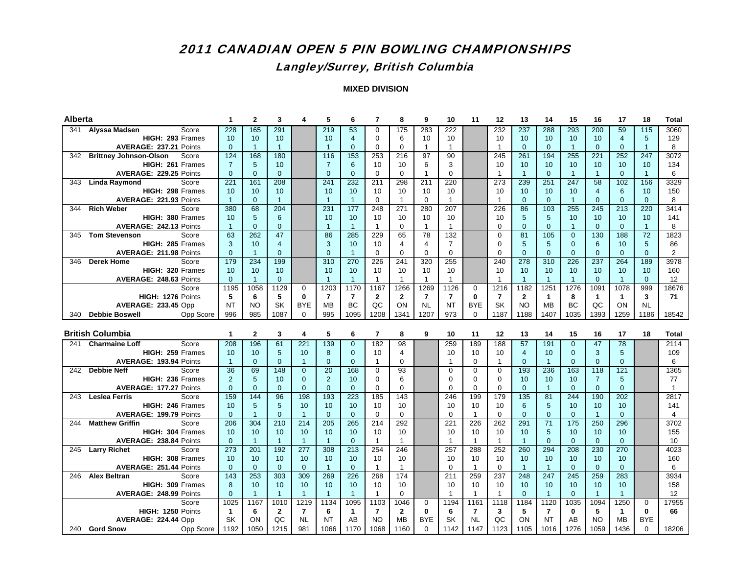# 2011 CANADIAN OPEN 5 PIN BOWLING CHAMPIONSHIPS

## Langley/Surrey, British Columbia

**MIXED DIVISION**

| Alberta | | | 1 | 2 | 3 | 4 | 5 | 6 | 7 | 8 | 9 | 10 | 11 | 12 | 13 | 14 | 15 | 16 | 17 | 18 | Total |
|---|---|---|---|---|---|---|---|---|---|---|---|---|---|---|---|---|---|---|---|---|---|
| 341 | Alyssa Madsen | Score | 228 | 165 | 291 | | 219 | 53 | 0 | 175 | 283 | 222 | | 232 | 237 | 288 | 293 | 200 | 59 | 115 | 3060 |
| | HIGH: 293 | Frames | 10 | 10 | 10 | | 10 | 4 | 0 | 6 | 10 | 10 | | 10 | 10 | 10 | 10 | 10 | 4 | 5 | 129 |
| | AVERAGE: 237.21 | Points | 0 | 1 | 1 | | 1 | 0 | 0 | 0 | 1 | 1 | | 1 | 0 | 0 | 1 | 0 | 0 | 1 | 8 |
| 342 | Brittney Johnson-Olson | Score | 124 | 168 | 180 | | 116 | 153 | 253 | 216 | 97 | 90 | | 245 | 261 | 194 | 255 | 221 | 252 | 247 | 3072 |
| | HIGH: 261 | Frames | 7 | 5 | 10 | | 7 | 6 | 10 | 10 | 6 | 3 | | 10 | 10 | 10 | 10 | 10 | 10 | 10 | 134 |
| | AVERAGE: 229.25 | Points | 0 | 0 | 0 | | 0 | 0 | 0 | 0 | 1 | 0 | | 1 | 1 | 0 | 1 | 1 | 0 | 1 | 6 |
| 343 | Linda Raymond | Score | 221 | 161 | 208 | | 241 | 232 | 211 | 298 | 211 | 220 | | 273 | 239 | 251 | 247 | 58 | 102 | 156 | 3329 |
| | HIGH: 298 | Frames | 10 | 10 | 10 | | 10 | 10 | 10 | 10 | 10 | 10 | | 10 | 10 | 10 | 10 | 4 | 6 | 10 | 150 |
| | AVERAGE: 221.93 | Points | 1 | 0 | 1 | | 1 | 1 | 0 | 1 | 0 | 1 | | 1 | 0 | 0 | 1 | 0 | 0 | 0 | 8 |
| 344 | Rich Weber | Score | 380 | 68 | 204 | | 231 | 177 | 248 | 271 | 280 | 207 | | 226 | 86 | 103 | 255 | 245 | 213 | 220 | 3414 |
| | HIGH: 380 | Frames | 10 | 5 | 6 | | 10 | 10 | 10 | 10 | 10 | 10 | | 10 | 5 | 5 | 10 | 10 | 10 | 10 | 141 |
| | AVERAGE: 242.13 | Points | 1 | 0 | 0 | | 1 | 1 | 1 | 0 | 1 | 1 | | 0 | 0 | 0 | 1 | 0 | 0 | 1 | 8 |
| 345 | Tom Stevenson | Score | 63 | 262 | 47 | | 86 | 285 | 229 | 65 | 78 | 132 | | 0 | 81 | 105 | 0 | 130 | 188 | 72 | 1823 |
| | HIGH: 285 | Frames | 3 | 10 | 4 | | 3 | 10 | 10 | 4 | 4 | 7 | | 0 | 5 | 5 | 0 | 6 | 10 | 5 | 86 |
| | AVERAGE: 211.98 | Points | 0 | 1 | 0 | | 0 | 1 | 0 | 0 | 0 | 0 | | 0 | 0 | 0 | 0 | 0 | 0 | 0 | 2 |
| 346 | Derek Home | Score | 179 | 234 | 199 | | 310 | 270 | 226 | 241 | 320 | 255 | | 240 | 278 | 310 | 226 | 237 | 264 | 189 | 3978 |
| | HIGH: 320 | Frames | 10 | 10 | 10 | | 10 | 10 | 10 | 10 | 10 | 10 | | 10 | 10 | 10 | 10 | 10 | 10 | 10 | 160 |
| | AVERAGE: 248.63 | Points | 0 | 1 | 0 | | 1 | 1 | 1 | 1 | 1 | 1 | | 1 | 1 | 1 | 1 | 0 | 1 | 0 | 12 |
| | | Score | 1195 | 1058 | 1129 | 0 | 1203 | 1170 | 1167 | 1266 | 1269 | 1126 | 0 | 1216 | 1182 | 1251 | 1276 | 1091 | 1078 | 999 | 18676 |
| | HIGH: 1276 | Points | **5** | **6** | **5** | **0** | **7** | **7** | **2** | **2** | **7** | **7** | **0** | **7** | **2** | **1** | **8** | **1** | **1** | **3** | **71** |
| | AVERAGE: 233.45 | Opp | NT | NO | SK | BYE | MB | BC | QC | ON | NL | NT | BYE | SK | NO | MB | BC | QC | ON | NL | |
| 340 | Debbie Boswell | Opp Score | 996 | 985 | 1087 | 0 | 995 | 1095 | 1208 | 1341 | 1207 | 973 | 0 | 1187 | 1188 | 1407 | 1035 | 1393 | 1259 | 1186 | 18542 |

| British Columbia | | | 1 | 2 | 3 | 4 | 5 | 6 | 7 | 8 | 9 | 10 | 11 | 12 | 13 | 14 | 15 | 16 | 17 | 18 | Total |
|---|---|---|---|---|---|---|---|---|---|---|---|---|---|---|---|---|---|---|---|---|---|
| 241 | Charmaine Loff | Score | 208 | 196 | 61 | 221 | 139 | 0 | 182 | 98 | | 259 | 189 | 188 | 57 | 191 | 0 | 47 | 78 | | 2114 |
| | HIGH: 259 | Frames | 10 | 10 | 5 | 10 | 8 | 0 | 10 | 4 | | 10 | 10 | 10 | 4 | 10 | 0 | 3 | 5 | | 109 |
| | AVERAGE: 193.94 | Points | 1 | 0 | 0 | 1 | 0 | 0 | 1 | 0 | | 1 | 0 | 1 | 0 | 1 | 0 | 0 | 0 | | 6 |
| 242 | Debbie Neff | Score | 36 | 69 | 148 | 0 | 20 | 168 | 0 | 93 | | 0 | 0 | 0 | 193 | 236 | 163 | 118 | 121 | | 1365 |
| | HIGH: 236 | Frames | 2 | 5 | 10 | 0 | 2 | 10 | 0 | 6 | | 0 | 0 | 0 | 10 | 10 | 10 | 7 | 5 | | 77 |
| | AVERAGE: 177.27 | Points | 0 | 0 | 0 | 0 | 0 | 0 | 0 | 0 | | 0 | 0 | 0 | 0 | 1 | 0 | 0 | 0 | | 1 |
| 243 | Leslea Ferris | Score | 159 | 144 | 96 | 198 | 193 | 223 | 185 | 143 | | 246 | 199 | 179 | 135 | 81 | 244 | 190 | 202 | | 2817 |
| | HIGH: 246 | Frames | 10 | 5 | 5 | 10 | 10 | 10 | 10 | 10 | | 10 | 10 | 10 | 6 | 5 | 10 | 10 | 10 | | 141 |
| | AVERAGE: 199.79 | Points | 0 | 1 | 0 | 1 | 0 | 0 | 0 | 0 | | 0 | 1 | 0 | 0 | 0 | 0 | 1 | 0 | | 4 |
| 244 | Matthew Griffin | Score | 206 | 304 | 210 | 214 | 205 | 265 | 214 | 292 | | 221 | 226 | 262 | 291 | 71 | 175 | 250 | 296 | | 3702 |
| | HIGH: 304 | Frames | 10 | 10 | 10 | 10 | 10 | 10 | 10 | 10 | | 10 | 10 | 10 | 10 | 5 | 10 | 10 | 10 | | 155 |
| | AVERAGE: 238.84 | Points | 0 | 1 | 1 | 1 | 1 | 0 | 1 | 1 | | 1 | 1 | 1 | 1 | 0 | 0 | 0 | 0 | | 10 |
| 245 | Larry Richet | Score | 273 | 201 | 192 | 277 | 308 | 213 | 254 | 246 | | 257 | 288 | 252 | 260 | 294 | 208 | 230 | 270 | | 4023 |
| | HIGH: 308 | Frames | 10 | 10 | 10 | 10 | 10 | 10 | 10 | 10 | | 10 | 10 | 10 | 10 | 10 | 10 | 10 | 10 | | 160 |
| | AVERAGE: 251.44 | Points | 0 | 0 | 0 | 0 | 1 | 0 | 1 | 1 | | 0 | 1 | 0 | 1 | 1 | 0 | 0 | 0 | | 6 |
| 246 | Alex Beltran | Score | 143 | 253 | 303 | 309 | 269 | 226 | 268 | 174 | | 211 | 259 | 237 | 248 | 247 | 245 | 259 | 283 | | 3934 |
| | HIGH: 309 | Frames | 8 | 10 | 10 | 10 | 10 | 10 | 10 | 10 | | 10 | 10 | 10 | 10 | 10 | 10 | 10 | 10 | | 158 |
| | AVERAGE: 248.99 | Points | 0 | 1 | 1 | 1 | 1 | 1 | 1 | 0 | | 1 | 1 | 1 | 0 | 1 | 0 | 1 | 1 | | 12 |
| | | Score | 1025 | 1167 | 1010 | 1219 | 1134 | 1095 | 1103 | 1046 | 0 | 1194 | 1161 | 1118 | 1184 | 1120 | 1035 | 1094 | 1250 | 0 | 17955 |
| | HIGH: 1250 | Points | **1** | **6** | **2** | **7** | **6** | **1** | **7** | **2** | **0** | **6** | **7** | **3** | **5** | **7** | **0** | **5** | **1** | **0** | **66** |
| | AVERAGE: 224.44 | Opp | SK | ON | QC | NL | NT | AB | NO | MB | BYE | SK | NL | QC | ON | NT | AB | NO | MB | BYE | |
| 240 | Gord Snow | Opp Score | 1192 | 1050 | 1215 | 981 | 1066 | 1170 | 1068 | 1160 | 0 | 1142 | 1147 | 1123 | 1105 | 1016 | 1276 | 1059 | 1436 | 0 | 18206 |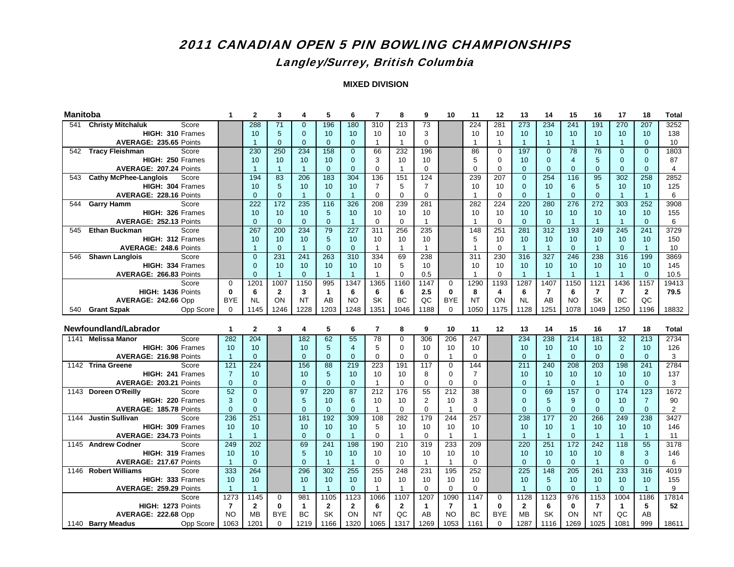# 2011 CANADIAN OPEN 5 PIN BOWLING CHAMPIONSHIPS

## Langley/Surrey, British Columbia

### MIXED DIVISION

| Manitoba | | | 1 | 2 | 3 | 4 | 5 | 6 | 7 | 8 | 9 | 10 | 11 | 12 | 13 | 14 | 15 | 16 | 17 | 18 | Total |
|---|---|---|---|---|---|---|---|---|---|---|---|---|---|---|---|---|---|---|---|---|---|
| 541 | **Christy Mitchaluk** | Score | | 288 | 71 | 0 | 196 | 180 | 310 | 213 | 73 | | 224 | 281 | 273 | 234 | 241 | 191 | 270 | 207 | 3252 |
| | **HIGH: 310** | Frames | | 10 | 5 | 0 | 10 | 10 | 10 | 10 | 3 | | 10 | 10 | 10 | 10 | 10 | 10 | 10 | 10 | 138 |
| | **AVERAGE: 235.65** | Points | | 1 | 0 | 0 | 0 | 0 | 1 | 1 | 0 | | 1 | 1 | 1 | 1 | 1 | 1 | 1 | 0 | 10 |
| 542 | **Tracy Fleishman** | Score | | 230 | 250 | 234 | 158 | 0 | 66 | 232 | 196 | | 86 | 0 | 197 | 0 | 78 | 76 | 0 | 0 | 1803 |
| | **HIGH: 250** | Frames | | 10 | 10 | 10 | 10 | 0 | 3 | 10 | 10 | | 5 | 0 | 10 | 0 | 4 | 5 | 0 | 0 | 87 |
| | **AVERAGE: 207.24** | Points | | 1 | 1 | 1 | 0 | 0 | 0 | 1 | 0 | | 0 | 0 | 0 | 0 | 0 | 0 | 0 | 0 | 4 |
| 543 | **Cathy McPhee-Langlois** | Score | | 194 | 83 | 206 | 183 | 304 | 136 | 151 | 124 | | 239 | 207 | 0 | 254 | 116 | 95 | 302 | 258 | 2852 |
| | **HIGH: 304** | Frames | | 10 | 5 | 10 | 10 | 10 | 7 | 5 | 7 | | 10 | 10 | 0 | 10 | 6 | 5 | 10 | 10 | 125 |
| | **AVERAGE: 228.16** | Points | | 0 | 0 | 1 | 0 | 1 | 0 | 0 | 0 | | 1 | 0 | 0 | 1 | 0 | 0 | 1 | 1 | 6 |
| 544 | **Garry Hamm** | Score | | 222 | 172 | 235 | 116 | 326 | 208 | 239 | 281 | | 282 | 224 | 220 | 280 | 276 | 272 | 303 | 252 | 3908 |
| | **HIGH: 326** | Frames | | 10 | 10 | 10 | 5 | 10 | 10 | 10 | 10 | | 10 | 10 | 10 | 10 | 10 | 10 | 10 | 10 | 155 |
| | **AVERAGE: 252.13** | Points | | 0 | 0 | 0 | 0 | 1 | 0 | 0 | 1 | | 1 | 0 | 0 | 0 | 1 | 1 | 1 | 0 | 6 |
| 545 | **Ethan Buckman** | Score | | 267 | 200 | 234 | 79 | 227 | 311 | 256 | 235 | | 148 | 251 | 281 | 312 | 193 | 249 | 245 | 241 | 3729 |
| | **HIGH: 312** | Frames | | 10 | 10 | 10 | 5 | 10 | 10 | 10 | 10 | | 5 | 10 | 10 | 10 | 10 | 10 | 10 | 10 | 150 |
| | **AVERAGE: 248.6** | Points | | 1 | 0 | 1 | 0 | 0 | 1 | 1 | 1 | | 1 | 0 | 1 | 1 | 0 | 1 | 0 | 1 | 10 |
| 546 | **Shawn Langlois** | Score | | 0 | 231 | 241 | 263 | 310 | 334 | 69 | 238 | | 311 | 230 | 316 | 327 | 246 | 238 | 316 | 199 | 3869 |
| | **HIGH: 334** | Frames | | 0 | 10 | 10 | 10 | 10 | 10 | 5 | 10 | | 10 | 10 | 10 | 10 | 10 | 10 | 10 | 10 | 145 |
| | **AVERAGE: 266.83** | Points | | 0 | 1 | 0 | 1 | 1 | 1 | 0 | 0.5 | | 1 | 0 | 1 | 1 | 1 | 1 | 1 | 0 | 10.5 |
| | | Score | 0 | 1201 | 1007 | 1150 | 995 | 1347 | 1365 | 1160 | 1147 | 0 | 1290 | 1193 | 1287 | 1407 | 1150 | 1121 | 1436 | 1157 | 19413 |
| | **HIGH: 1436** | Points | **0** | **6** | **2** | **3** | **1** | **6** | **6** | **6** | **2.5** | **0** | **8** | **4** | **6** | **7** | **6** | **7** | **7** | **2** | **79.5** |
| | **AVERAGE: 242.66** | Opp | BYE | NL | ON | NT | AB | NO | SK | BC | QC | BYE | NT | ON | NL | AB | NO | SK | BC | QC | |
| 540 | **Grant Szpak** | Opp Score | 0 | 1145 | 1246 | 1228 | 1203 | 1248 | 1351 | 1046 | 1188 | 0 | 1050 | 1175 | 1128 | 1251 | 1078 | 1049 | 1250 | 1196 | 18832 |

| Newfoundland/Labrador | | | 1 | 2 | 3 | 4 | 5 | 6 | 7 | 8 | 9 | 10 | 11 | 12 | 13 | 14 | 15 | 16 | 17 | 18 | Total |
|---|---|---|---|---|---|---|---|---|---|---|---|---|---|---|---|---|---|---|---|---|---|
| 1141 | **Melissa Manor** | Score | 282 | 204 | | 182 | 62 | 55 | 78 | 0 | 306 | 206 | 247 | | 234 | 238 | 214 | 181 | 32 | 213 | 2734 |
| | **HIGH: 306** | Frames | 10 | 10 | | 10 | 5 | 4 | 5 | 0 | 10 | 10 | 10 | | 10 | 10 | 10 | 10 | 2 | 10 | 126 |
| | **AVERAGE: 216.98** | Points | 1 | 0 | | 0 | 0 | 0 | 0 | 0 | 0 | 1 | 0 | | 0 | 1 | 0 | 0 | 0 | 0 | 3 |
| 1142 | **Trina Greene** | Score | 121 | 224 | | 156 | 88 | 219 | 223 | 191 | 117 | 0 | 144 | | 211 | 240 | 208 | 203 | 198 | 241 | 2784 |
| | **HIGH: 241** | Frames | 7 | 10 | | 10 | 5 | 10 | 10 | 10 | 8 | 0 | 7 | | 10 | 10 | 10 | 10 | 10 | 10 | 137 |
| | **AVERAGE: 203.21** | Points | 0 | 0 | | 0 | 0 | 0 | 1 | 0 | 0 | 0 | 0 | | 0 | 1 | 0 | 1 | 0 | 0 | 3 |
| 1143 | **Doreen O'Reilly** | Score | 52 | 0 | | 97 | 220 | 87 | 212 | 176 | 55 | 212 | 38 | | 0 | 69 | 157 | 0 | 174 | 123 | 1672 |
| | **HIGH: 220** | Frames | 3 | 0 | | 5 | 10 | 6 | 10 | 10 | 2 | 10 | 3 | | 0 | 5 | 9 | 0 | 10 | 7 | 90 |
| | **AVERAGE: 185.78** | Points | 0 | 0 | | 0 | 0 | 0 | 1 | 0 | 0 | 1 | 0 | | 0 | 0 | 0 | 0 | 0 | 0 | 2 |
| 1144 | **Justin Sullivan** | Score | 236 | 251 | | 181 | 192 | 309 | 108 | 282 | 179 | 244 | 257 | | 238 | 177 | 20 | 266 | 249 | 238 | 3427 |
| | **HIGH: 309** | Frames | 10 | 10 | | 10 | 10 | 10 | 5 | 10 | 10 | 10 | 10 | | 10 | 10 | 1 | 10 | 10 | 10 | 146 |
| | **AVERAGE: 234.73** | Points | 1 | 1 | | 0 | 0 | 1 | 0 | 1 | 0 | 1 | 1 | | 1 | 1 | 0 | 1 | 1 | 1 | 11 |
| 1145 | **Andrew Codner** | Score | 249 | 202 | | 69 | 241 | 198 | 190 | 210 | 319 | 233 | 209 | | 220 | 251 | 172 | 242 | 118 | 55 | 3178 |
| | **HIGH: 319** | Frames | 10 | 10 | | 5 | 10 | 10 | 10 | 10 | 10 | 10 | 10 | | 10 | 10 | 10 | 10 | 8 | 3 | 146 |
| | **AVERAGE: 217.67** | Points | 1 | 0 | | 0 | 1 | 1 | 0 | 0 | 1 | 1 | 0 | | 0 | 0 | 0 | 1 | 0 | 0 | 6 |
| 1146 | **Robert Williams** | Score | 333 | 264 | | 296 | 302 | 255 | 255 | 248 | 231 | 195 | 252 | | 225 | 148 | 205 | 261 | 233 | 316 | 4019 |
| | **HIGH: 333** | Frames | 10 | 10 | | 10 | 10 | 10 | 10 | 10 | 10 | 10 | 10 | | 10 | 5 | 10 | 10 | 10 | 10 | 155 |
| | **AVERAGE: 259.29** | Points | 1 | 1 | | 1 | 1 | 0 | 1 | 1 | 0 | 0 | 0 | | 1 | 0 | 0 | 1 | 0 | 1 | 9 |
| | | Score | 1273 | 1145 | 0 | 981 | 1105 | 1123 | 1066 | 1107 | 1207 | 1090 | 1147 | 0 | 1128 | 1123 | 976 | 1153 | 1004 | 1186 | 17814 |
| | **HIGH: 1273** | Points | **7** | **2** | **0** | **1** | **2** | **2** | **6** | **2** | **1** | **7** | **1** | **0** | **2** | **6** | **0** | **7** | **1** | **5** | **52** |
| | **AVERAGE: 222.68** | Opp | NO | MB | BYE | BC | SK | ON | NT | QC | AB | NO | BC | BYE | MB | SK | ON | NT | QC | AB | |
| 1140 | **Barry Meadus** | Opp Score | 1063 | 1201 | 0 | 1219 | 1166 | 1320 | 1065 | 1317 | 1269 | 1053 | 1161 | 0 | 1287 | 1116 | 1269 | 1025 | 1081 | 999 | 18611 |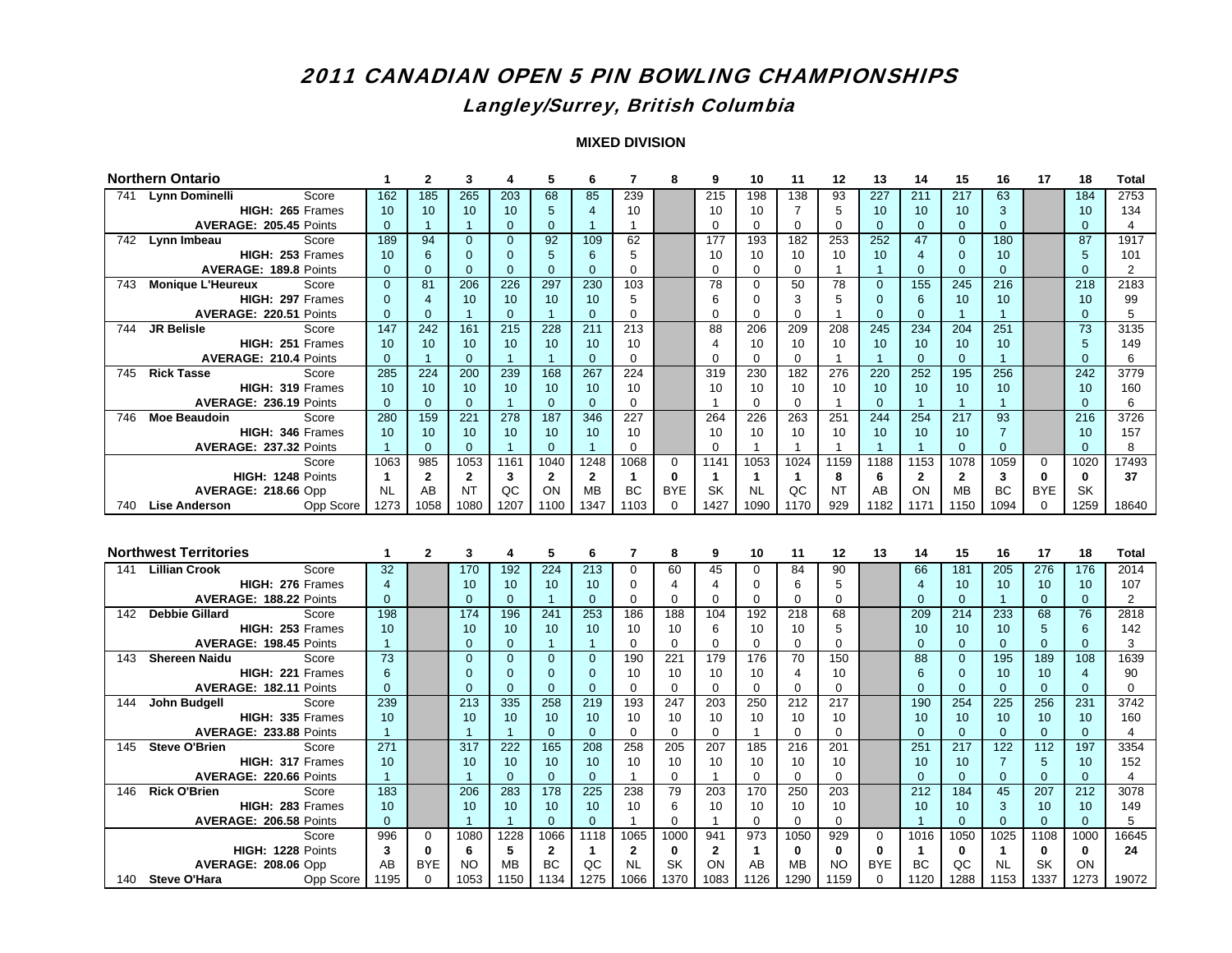# 2011 CANADIAN OPEN 5 PIN BOWLING CHAMPIONSHIPS

## Langley/Surrey, British Columbia

### MIXED DIVISION

| Northern Ontario | | 1 | 2 | 3 | 4 | 5 | 6 | 7 | 8 | 9 | 10 | 11 | 12 | 13 | 14 | 15 | 16 | 17 | 18 | Total |
|---|---|---|---|---|---|---|---|---|---|---|---|---|---|---|---|---|---|---|---|---|
| 741 **Lynn Dominelli** | Score | 162 | 185 | 265 | 203 | 68 | 85 | 239 | | 215 | 198 | 138 | 93 | 227 | 211 | 217 | 63 | | 184 | 2753 |
| **HIGH: 265** | Frames | 10 | 10 | 10 | 10 | 5 | 4 | 10 | | 10 | 10 | 7 | 5 | 10 | 10 | 10 | 3 | | 10 | 134 |
| **AVERAGE: 205.45** | Points | 0 | 1 | 1 | 0 | 0 | 1 | 1 | | 0 | 0 | 0 | 0 | 0 | 0 | 0 | 0 | | 0 | 4 |
| 742 **Lynn Imbeau** | Score | 189 | 94 | 0 | 0 | 92 | 109 | 62 | | 177 | 193 | 182 | 253 | 252 | 47 | 0 | 180 | | 87 | 1917 |
| **HIGH: 253** | Frames | 10 | 6 | 0 | 0 | 5 | 6 | 5 | | 10 | 10 | 10 | 10 | 10 | 4 | 0 | 10 | | 5 | 101 |
| **AVERAGE: 189.8** | Points | 0 | 0 | 0 | 0 | 0 | 0 | 0 | | 0 | 0 | 0 | 1 | 1 | 0 | 0 | 0 | | 0 | 2 |
| 743 **Monique L'Heureux** | Score | 0 | 81 | 206 | 226 | 297 | 230 | 103 | | 78 | 0 | 50 | 78 | 0 | 155 | 245 | 216 | | 218 | 2183 |
| **HIGH: 297** | Frames | 0 | 4 | 10 | 10 | 10 | 10 | 5 | | 6 | 0 | 3 | 5 | 0 | 6 | 10 | 10 | | 10 | 99 |
| **AVERAGE: 220.51** | Points | 0 | 0 | 1 | 0 | 1 | 0 | 0 | | 0 | 0 | 0 | 1 | 0 | 0 | 1 | 1 | | 0 | 5 |
| 744 **JR Belisle** | Score | 147 | 242 | 161 | 215 | 228 | 211 | 213 | | 88 | 206 | 209 | 208 | 245 | 234 | 204 | 251 | | 73 | 3135 |
| **HIGH: 251** | Frames | 10 | 10 | 10 | 10 | 10 | 10 | 10 | | 4 | 10 | 10 | 10 | 10 | 10 | 10 | 10 | | 5 | 149 |
| **AVERAGE: 210.4** | Points | 0 | 1 | 0 | 1 | 1 | 0 | 0 | | 0 | 0 | 0 | 1 | 1 | 0 | 0 | 1 | | 0 | 6 |
| 745 **Rick Tasse** | Score | 285 | 224 | 200 | 239 | 168 | 267 | 224 | | 319 | 230 | 182 | 276 | 220 | 252 | 195 | 256 | | 242 | 3779 |
| **HIGH: 319** | Frames | 10 | 10 | 10 | 10 | 10 | 10 | 10 | | 10 | 10 | 10 | 10 | 10 | 10 | 10 | 10 | | 10 | 160 |
| **AVERAGE: 236.19** | Points | 0 | 0 | 0 | 1 | 0 | 0 | 0 | | 1 | 0 | 0 | 1 | 0 | 1 | 1 | 1 | | 0 | 6 |
| 746 **Moe Beaudoin** | Score | 280 | 159 | 221 | 278 | 187 | 346 | 227 | | 264 | 226 | 263 | 251 | 244 | 254 | 217 | 93 | | 216 | 3726 |
| **HIGH: 346** | Frames | 10 | 10 | 10 | 10 | 10 | 10 | 10 | | 10 | 10 | 10 | 10 | 10 | 10 | 10 | 7 | | 10 | 157 |
| **AVERAGE: 237.32** | Points | 1 | 0 | 0 | 1 | 0 | 1 | 0 | | 0 | 1 | 1 | 1 | 1 | 1 | 0 | 0 | | 0 | 8 |
| | Score | 1063 | 985 | 1053 | 1161 | 1040 | 1248 | 1068 | 0 | 1141 | 1053 | 1024 | 1159 | 1188 | 1153 | 1078 | 1059 | 0 | 1020 | 17493 |
| **HIGH: 1248** | Points | **1** | **2** | **2** | **3** | **2** | **2** | **1** | **0** | **1** | **1** | **1** | **8** | **6** | **2** | **2** | **3** | **0** | **0** | **37** |
| **AVERAGE: 218.66** | Opp | NL | AB | NT | QC | ON | MB | BC | BYE | SK | NL | QC | NT | AB | ON | MB | BC | BYE | SK | |
| 740 **Lise Anderson** | Opp Score | 1273 | 1058 | 1080 | 1207 | 1100 | 1347 | 1103 | 0 | 1427 | 1090 | 1170 | 929 | 1182 | 1171 | 1150 | 1094 | 0 | 1259 | 18640 |

| Northwest Territories | | 1 | 2 | 3 | 4 | 5 | 6 | 7 | 8 | 9 | 10 | 11 | 12 | 13 | 14 | 15 | 16 | 17 | 18 | Total |
|---|---|---|---|---|---|---|---|---|---|---|---|---|---|---|---|---|---|---|---|---|
| 141 **Lillian Crook** | Score | 32 | | 170 | 192 | 224 | 213 | 0 | 60 | 45 | 0 | 84 | 90 | | 66 | 181 | 205 | 276 | 176 | 2014 |
| **HIGH: 276** | Frames | 4 | | 10 | 10 | 10 | 10 | 0 | 4 | 4 | 0 | 6 | 5 | | 4 | 10 | 10 | 10 | 10 | 107 |
| **AVERAGE: 188.22** | Points | 0 | | 0 | 0 | 1 | 0 | 0 | 0 | 0 | 0 | 0 | 0 | | 0 | 0 | 1 | 0 | 0 | 2 |
| 142 **Debbie Gillard** | Score | 198 | | 174 | 196 | 241 | 253 | 186 | 188 | 104 | 192 | 218 | 68 | | 209 | 214 | 233 | 68 | 76 | 2818 |
| **HIGH: 253** | Frames | 10 | | 10 | 10 | 10 | 10 | 10 | 10 | 6 | 10 | 10 | 5 | | 10 | 10 | 10 | 5 | 6 | 142 |
| **AVERAGE: 198.45** | Points | 1 | | 0 | 0 | 1 | 1 | 0 | 0 | 0 | 0 | 0 | 0 | | 0 | 0 | 0 | 0 | 0 | 3 |
| 143 **Shereen Naidu** | Score | 73 | | 0 | 0 | 0 | 0 | 190 | 221 | 179 | 176 | 70 | 150 | | 88 | 0 | 195 | 189 | 108 | 1639 |
| **HIGH: 221** | Frames | 6 | | 0 | 0 | 0 | 0 | 10 | 10 | 10 | 10 | 4 | 10 | | 6 | 0 | 10 | 10 | 4 | 90 |
| **AVERAGE: 182.11** | Points | 0 | | 0 | 0 | 0 | 0 | 0 | 0 | 0 | 0 | 0 | 0 | | 0 | 0 | 0 | 0 | 0 | 0 |
| 144 **John Budgell** | Score | 239 | | 213 | 335 | 258 | 219 | 193 | 247 | 203 | 250 | 212 | 217 | | 190 | 254 | 225 | 256 | 231 | 3742 |
| **HIGH: 335** | Frames | 10 | | 10 | 10 | 10 | 10 | 10 | 10 | 10 | 10 | 10 | 10 | | 10 | 10 | 10 | 10 | 10 | 160 |
| **AVERAGE: 233.88** | Points | 1 | | 1 | 1 | 0 | 0 | 0 | 0 | 0 | 1 | 0 | 0 | | 0 | 0 | 0 | 0 | 0 | 4 |
| 145 **Steve O'Brien** | Score | 271 | | 317 | 222 | 165 | 208 | 258 | 205 | 207 | 185 | 216 | 201 | | 251 | 217 | 122 | 112 | 197 | 3354 |
| **HIGH: 317** | Frames | 10 | | 10 | 10 | 10 | 10 | 10 | 10 | 10 | 10 | 10 | 10 | | 10 | 10 | 7 | 5 | 10 | 152 |
| **AVERAGE: 220.66** | Points | 1 | | 1 | 0 | 0 | 0 | 1 | 0 | 1 | 0 | 0 | 0 | | 0 | 0 | 0 | 0 | 0 | 4 |
| 146 **Rick O'Brien** | Score | 183 | | 206 | 283 | 178 | 225 | 238 | 79 | 203 | 170 | 250 | 203 | | 212 | 184 | 45 | 207 | 212 | 3078 |
| **HIGH: 283** | Frames | 10 | | 10 | 10 | 10 | 10 | 10 | 6 | 10 | 10 | 10 | 10 | | 10 | 10 | 3 | 10 | 10 | 149 |
| **AVERAGE: 206.58** | Points | 0 | | 1 | 1 | 0 | 0 | 1 | 0 | 1 | 0 | 0 | 0 | | 1 | 0 | 0 | 0 | 0 | 5 |
| | Score | 996 | 0 | 1080 | 1228 | 1066 | 1118 | 1065 | 1000 | 941 | 973 | 1050 | 929 | 0 | 1016 | 1050 | 1025 | 1108 | 1000 | 16645 |
| **HIGH: 1228** | Points | **3** | **0** | **6** | **5** | **2** | **1** | **2** | **0** | **2** | **1** | **0** | **0** | **0** | **1** | **0** | **1** | **0** | **0** | **24** |
| **AVERAGE: 208.06** | Opp | AB | BYE | NO | MB | BC | QC | NL | SK | ON | AB | MB | NO | BYE | BC | QC | NL | SK | ON | |
| 140 **Steve O'Hara** | Opp Score | 1195 | 0 | 1053 | 1150 | 1134 | 1275 | 1066 | 1370 | 1083 | 1126 | 1290 | 1159 | 0 | 1120 | 1288 | 1153 | 1337 | 1273 | 19072 |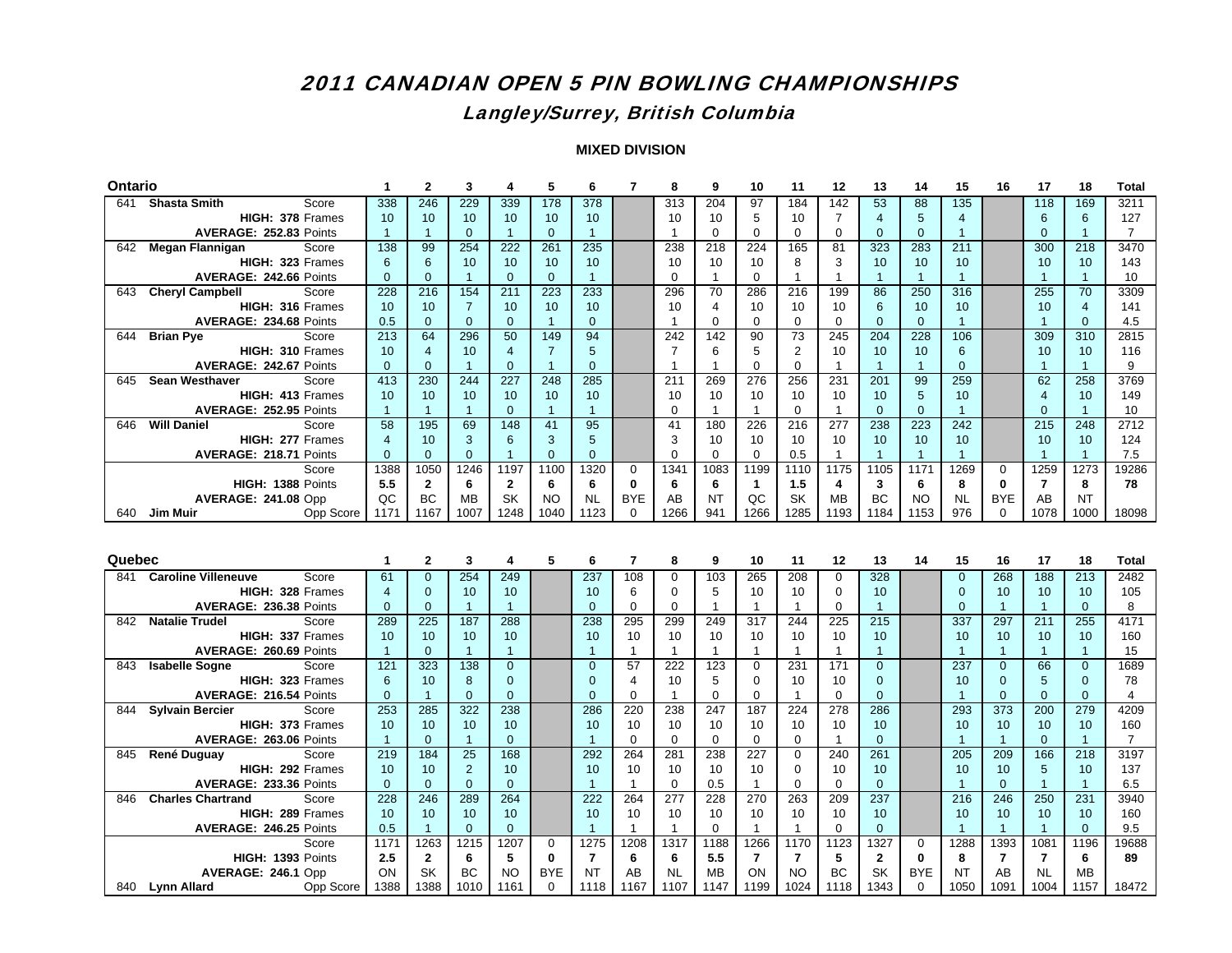# 2011 CANADIAN OPEN 5 PIN BOWLING CHAMPIONSHIPS

## Langley/Surrey, British Columbia

### MIXED DIVISION

| Ontario | | | 1 | 2 | 3 | 4 | 5 | 6 | 7 | 8 | 9 | 10 | 11 | 12 | 13 | 14 | 15 | 16 | 17 | 18 | Total |
|---|---|---|---|---|---|---|---|---|---|---|---|---|---|---|---|---|---|---|---|---|---|
| 641 | **Shasta Smith** | Score | 338 | 246 | 229 | 339 | 178 | 378 | | 313 | 204 | 97 | 184 | 142 | 53 | 88 | 135 | | 118 | 169 | 3211 |
| | **HIGH: 378** | Frames | 10 | 10 | 10 | 10 | 10 | 10 | | 10 | 10 | 5 | 10 | 7 | 4 | 5 | 4 | | 6 | 6 | 127 |
| | **AVERAGE: 252.83** | Points | 1 | 1 | 0 | 1 | 0 | 1 | | 1 | 0 | 0 | 0 | 0 | 0 | 0 | 1 | | 0 | 1 | 7 |
| 642 | **Megan Flannigan** | Score | 138 | 99 | 254 | 222 | 261 | 235 | | 238 | 218 | 224 | 165 | 81 | 323 | 283 | 211 | | 300 | 218 | 3470 |
| | **HIGH: 323** | Frames | 6 | 6 | 10 | 10 | 10 | 10 | | 10 | 10 | 10 | 8 | 3 | 10 | 10 | 10 | | 10 | 10 | 143 |
| | **AVERAGE: 242.66** | Points | 0 | 0 | 1 | 0 | 0 | 1 | | 0 | 1 | 0 | 1 | 1 | 1 | 1 | 1 | | 1 | 1 | 10 |
| 643 | **Cheryl Campbell** | Score | 228 | 216 | 154 | 211 | 223 | 233 | | 296 | 70 | 286 | 216 | 199 | 86 | 250 | 316 | | 255 | 70 | 3309 |
| | **HIGH: 316** | Frames | 10 | 10 | 7 | 10 | 10 | 10 | | 10 | 4 | 10 | 10 | 10 | 6 | 10 | 10 | | 10 | 4 | 141 |
| | **AVERAGE: 234.68** | Points | 0.5 | 0 | 0 | 0 | 1 | 0 | | 1 | 0 | 0 | 0 | 0 | 0 | 0 | 1 | | 1 | 0 | 4.5 |
| 644 | **Brian Pye** | Score | 213 | 64 | 296 | 50 | 149 | 94 | | 242 | 142 | 90 | 73 | 245 | 204 | 228 | 106 | | 309 | 310 | 2815 |
| | **HIGH: 310** | Frames | 10 | 4 | 10 | 4 | 7 | 5 | | 7 | 6 | 5 | 2 | 10 | 10 | 10 | 6 | | 10 | 10 | 116 |
| | **AVERAGE: 242.67** | Points | 0 | 0 | 1 | 0 | 1 | 0 | | 1 | 1 | 0 | 0 | 1 | 1 | 1 | 0 | | 1 | 1 | 9 |
| 645 | **Sean Westhaver** | Score | 413 | 230 | 244 | 227 | 248 | 285 | | 211 | 269 | 276 | 256 | 231 | 201 | 99 | 259 | | 62 | 258 | 3769 |
| | **HIGH: 413** | Frames | 10 | 10 | 10 | 10 | 10 | 10 | | 10 | 10 | 10 | 10 | 10 | 10 | 5 | 10 | | 4 | 10 | 149 |
| | **AVERAGE: 252.95** | Points | 1 | 1 | 1 | 0 | 1 | 1 | | 0 | 1 | 1 | 0 | 1 | 0 | 0 | 1 | | 0 | 1 | 10 |
| 646 | **Will Daniel** | Score | 58 | 195 | 69 | 148 | 41 | 95 | | 41 | 180 | 226 | 216 | 277 | 238 | 223 | 242 | | 215 | 248 | 2712 |
| | **HIGH: 277** | Frames | 4 | 10 | 3 | 6 | 3 | 5 | | 3 | 10 | 10 | 10 | 10 | 10 | 10 | 10 | | 10 | 10 | 124 |
| | **AVERAGE: 218.71** | Points | 0 | 0 | 0 | 1 | 0 | 0 | | 0 | 0 | 0 | 0.5 | 1 | 1 | 1 | 1 | | 1 | 1 | 7.5 |
| | | Score | 1388 | 1050 | 1246 | 1197 | 1100 | 1320 | 0 | 1341 | 1083 | 1199 | 1110 | 1175 | 1105 | 1171 | 1269 | 0 | 1259 | 1273 | 19286 |
| | **HIGH: 1388** | Points | **5.5** | **2** | **6** | **2** | **6** | **6** | **0** | **6** | **6** | **1** | **1.5** | **4** | **3** | **6** | **8** | **0** | **7** | **8** | **78** |
| | **AVERAGE: 241.08** | Opp | QC | BC | MB | SK | NO | NL | BYE | AB | NT | QC | SK | MB | BC | NO | NL | BYE | AB | NT | |
| 640 | **Jim Muir** | Opp Score | 1171 | 1167 | 1007 | 1248 | 1040 | 1123 | 0 | 1266 | 941 | 1266 | 1285 | 1193 | 1184 | 1153 | 976 | 0 | 1078 | 1000 | 18098 |

| Quebec | | | 1 | 2 | 3 | 4 | 5 | 6 | 7 | 8 | 9 | 10 | 11 | 12 | 13 | 14 | 15 | 16 | 17 | 18 | Total |
|---|---|---|---|---|---|---|---|---|---|---|---|---|---|---|---|---|---|---|---|---|---|
| 841 | **Caroline Villeneuve** | Score | 61 | 0 | 254 | 249 | | 237 | 108 | 0 | 103 | 265 | 208 | 0 | 328 | | 0 | 268 | 188 | 213 | 2482 |
| | **HIGH: 328** | Frames | 4 | 0 | 10 | 10 | | 10 | 6 | 0 | 5 | 10 | 10 | 0 | 10 | | 0 | 10 | 10 | 10 | 105 |
| | **AVERAGE: 236.38** | Points | 0 | 0 | 1 | 1 | | 0 | 0 | 0 | 1 | 1 | 1 | 0 | 1 | | 0 | 1 | 1 | 0 | 8 |
| 842 | **Natalie Trudel** | Score | 289 | 225 | 187 | 288 | | 238 | 295 | 299 | 249 | 317 | 244 | 225 | 215 | | 337 | 297 | 211 | 255 | 4171 |
| | **HIGH: 337** | Frames | 10 | 10 | 10 | 10 | | 10 | 10 | 10 | 10 | 10 | 10 | 10 | 10 | | 10 | 10 | 10 | 10 | 160 |
| | **AVERAGE: 260.69** | Points | 1 | 0 | 1 | 1 | | 1 | 1 | 1 | 1 | 1 | 1 | 1 | 1 | | 1 | 1 | 1 | 1 | 15 |
| 843 | **Isabelle Sogne** | Score | 121 | 323 | 138 | 0 | | 0 | 57 | 222 | 123 | 0 | 231 | 171 | 0 | | 237 | 0 | 66 | 0 | 1689 |
| | **HIGH: 323** | Frames | 6 | 10 | 8 | 0 | | 0 | 4 | 10 | 5 | 0 | 10 | 10 | 0 | | 10 | 0 | 5 | 0 | 78 |
| | **AVERAGE: 216.54** | Points | 0 | 1 | 0 | 0 | | 0 | 0 | 1 | 0 | 0 | 1 | 0 | 0 | | 1 | 0 | 0 | 0 | 4 |
| 844 | **Sylvain Bercier** | Score | 253 | 285 | 322 | 238 | | 286 | 220 | 238 | 247 | 187 | 224 | 278 | 286 | | 293 | 373 | 200 | 279 | 4209 |
| | **HIGH: 373** | Frames | 10 | 10 | 10 | 10 | | 10 | 10 | 10 | 10 | 10 | 10 | 10 | 10 | | 10 | 10 | 10 | 10 | 160 |
| | **AVERAGE: 263.06** | Points | 1 | 0 | 1 | 0 | | 1 | 0 | 0 | 0 | 0 | 0 | 1 | 0 | | 1 | 1 | 0 | 1 | 7 |
| 845 | **René Duguay** | Score | 219 | 184 | 25 | 168 | | 292 | 264 | 281 | 238 | 227 | 0 | 240 | 261 | | 205 | 209 | 166 | 218 | 3197 |
| | **HIGH: 292** | Frames | 10 | 10 | 2 | 10 | | 10 | 10 | 10 | 10 | 10 | 0 | 10 | 10 | | 10 | 10 | 5 | 10 | 137 |
| | **AVERAGE: 233.36** | Points | 0 | 0 | 0 | 0 | | 1 | 1 | 0 | 0.5 | 1 | 0 | 0 | 0 | | 1 | 0 | 1 | 1 | 6.5 |
| 846 | **Charles Chartrand** | Score | 228 | 246 | 289 | 264 | | 222 | 264 | 277 | 228 | 270 | 263 | 209 | 237 | | 216 | 246 | 250 | 231 | 3940 |
| | **HIGH: 289** | Frames | 10 | 10 | 10 | 10 | | 10 | 10 | 10 | 10 | 10 | 10 | 10 | 10 | | 10 | 10 | 10 | 10 | 160 |
| | **AVERAGE: 246.25** | Points | 0.5 | 1 | 0 | 0 | | 1 | 1 | 1 | 0 | 1 | 1 | 0 | 0 | | 1 | 1 | 1 | 0 | 9.5 |
| | | Score | 1171 | 1263 | 1215 | 1207 | 0 | 1275 | 1208 | 1317 | 1188 | 1266 | 1170 | 1123 | 1327 | 0 | 1288 | 1393 | 1081 | 1196 | 19688 |
| | **HIGH: 1393** | Points | **2.5** | **2** | **6** | **5** | **0** | **7** | **6** | **6** | **5.5** | **7** | **7** | **5** | **2** | **0** | **8** | **7** | **7** | **6** | **89** |
| | **AVERAGE: 246.1** | Opp | ON | SK | BC | NO | BYE | NT | AB | NL | MB | ON | NO | BC | SK | BYE | NT | AB | NL | MB | |
| 840 | **Lynn Allard** | Opp Score | 1388 | 1388 | 1010 | 1161 | 0 | 1118 | 1167 | 1107 | 1147 | 1199 | 1024 | 1118 | 1343 | 0 | 1050 | 1091 | 1004 | 1157 | 18472 |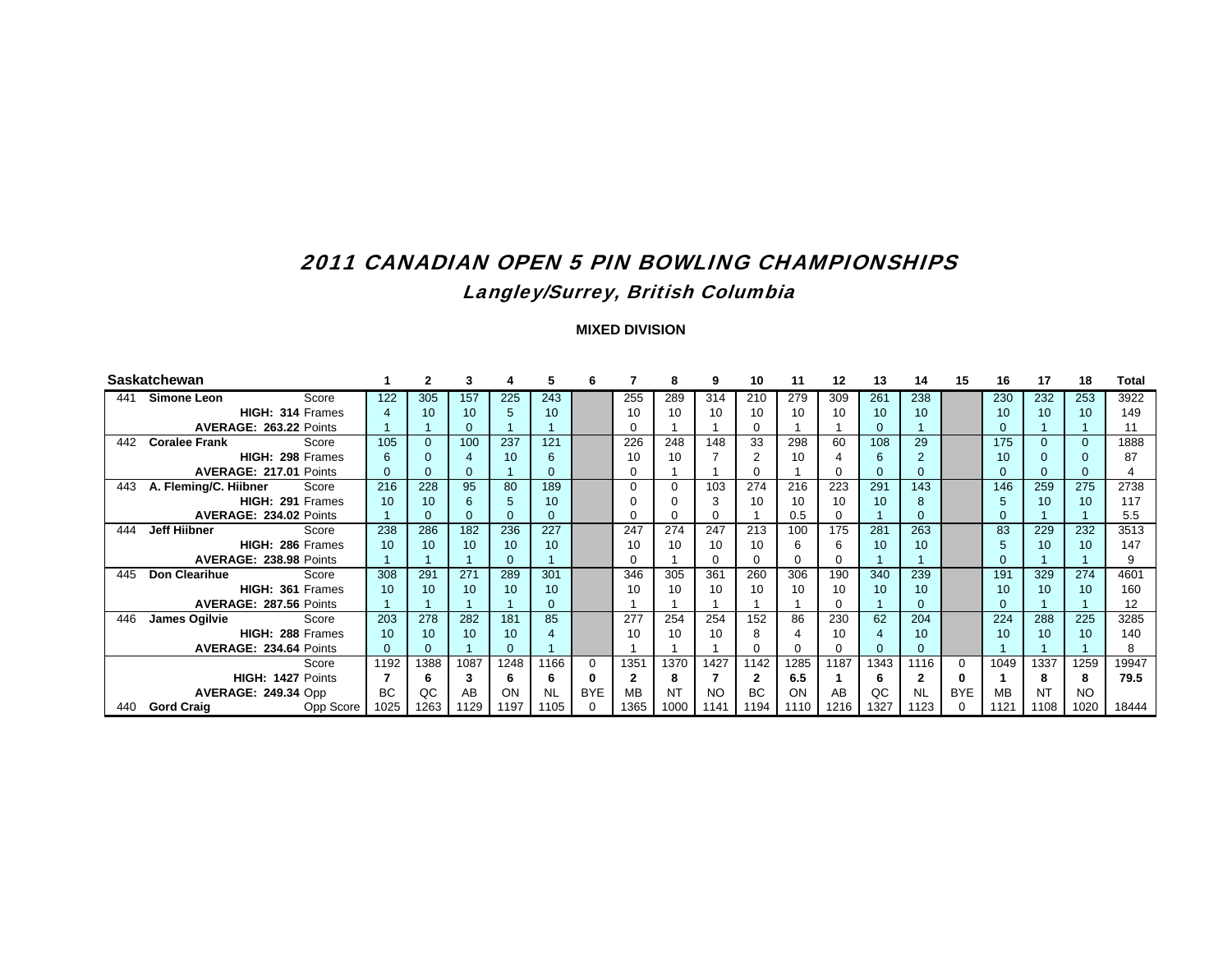# 2011 CANADIAN OPEN 5 PIN BOWLING CHAMPIONSHIPS

## Langley/Surrey, British Columbia

**MIXED DIVISION**

| Saskatchewan | | | 1 | 2 | 3 | 4 | 5 | 6 | 7 | 8 | 9 | 10 | 11 | 12 | 13 | 14 | 15 | 16 | 17 | 18 | Total |
|---|---|---|---|---|---|---|---|---|---|---|---|---|---|---|---|---|---|---|---|---|---|
| 441 | **Simone Leon** | Score | 122 | 305 | 157 | 225 | 243 | | 255 | 289 | 314 | 210 | 279 | 309 | 261 | 238 | | 230 | 232 | 253 | 3922 |
| | **HIGH: 314** | Frames | 4 | 10 | 10 | 5 | 10 | | 10 | 10 | 10 | 10 | 10 | 10 | 10 | 10 | | 10 | 10 | 10 | 149 |
| | **AVERAGE: 263.22** | Points | 1 | 1 | 0 | 1 | 1 | | 0 | 1 | 1 | 0 | 1 | 1 | 0 | 1 | | 0 | 1 | 1 | 11 |
| 442 | **Coralee Frank** | Score | 105 | 0 | 100 | 237 | 121 | | 226 | 248 | 148 | 33 | 298 | 60 | 108 | 29 | | 175 | 0 | 0 | 1888 |
| | **HIGH: 298** | Frames | 6 | 0 | 4 | 10 | 6 | | 10 | 10 | 7 | 2 | 10 | 4 | 6 | 2 | | 10 | 0 | 0 | 87 |
| | **AVERAGE: 217.01** | Points | 0 | 0 | 0 | 1 | 0 | | 0 | 1 | 1 | 0 | 1 | 0 | 0 | 0 | | 0 | 0 | 0 | 4 |
| 443 | **A. Fleming/C. Hiibner** | Score | 216 | 228 | 95 | 80 | 189 | | 0 | 0 | 103 | 274 | 216 | 223 | 291 | 143 | | 146 | 259 | 275 | 2738 |
| | **HIGH: 291** | Frames | 10 | 10 | 6 | 5 | 10 | | 0 | 0 | 3 | 10 | 10 | 10 | 10 | 8 | | 5 | 10 | 10 | 117 |
| | **AVERAGE: 234.02** | Points | 1 | 0 | 0 | 0 | 0 | | 0 | 0 | 0 | 1 | 0.5 | 0 | 1 | 0 | | 0 | 1 | 1 | 5.5 |
| 444 | **Jeff Hiibner** | Score | 238 | 286 | 182 | 236 | 227 | | 247 | 274 | 247 | 213 | 100 | 175 | 281 | 263 | | 83 | 229 | 232 | 3513 |
| | **HIGH: 286** | Frames | 10 | 10 | 10 | 10 | 10 | | 10 | 10 | 10 | 10 | 6 | 6 | 10 | 10 | | 5 | 10 | 10 | 147 |
| | **AVERAGE: 238.98** | Points | 1 | 1 | 1 | 0 | 1 | | 0 | 1 | 0 | 0 | 0 | 0 | 1 | 1 | | 0 | 1 | 1 | 9 |
| 445 | **Don Clearihue** | Score | 308 | 291 | 271 | 289 | 301 | | 346 | 305 | 361 | 260 | 306 | 190 | 340 | 239 | | 191 | 329 | 274 | 4601 |
| | **HIGH: 361** | Frames | 10 | 10 | 10 | 10 | 10 | | 10 | 10 | 10 | 10 | 10 | 10 | 10 | 10 | | 10 | 10 | 10 | 160 |
| | **AVERAGE: 287.56** | Points | 1 | 1 | 1 | 1 | 0 | | 1 | 1 | 1 | 1 | 1 | 0 | 1 | 0 | | 0 | 1 | 1 | 12 |
| 446 | **James Ogilvie** | Score | 203 | 278 | 282 | 181 | 85 | | 277 | 254 | 254 | 152 | 86 | 230 | 62 | 204 | | 224 | 288 | 225 | 3285 |
| | **HIGH: 288** | Frames | 10 | 10 | 10 | 10 | 4 | | 10 | 10 | 10 | 8 | 4 | 10 | 4 | 10 | | 10 | 10 | 10 | 140 |
| | **AVERAGE: 234.64** | Points | 0 | 0 | 1 | 0 | 1 | | 1 | 1 | 1 | 0 | 0 | 0 | 0 | 0 | | 1 | 1 | 1 | 8 |
| | | Score | 1192 | 1388 | 1087 | 1248 | 1166 | 0 | 1351 | 1370 | 1427 | 1142 | 1285 | 1187 | 1343 | 1116 | 0 | 1049 | 1337 | 1259 | 19947 |
| | **HIGH: 1427** | Points | **7** | **6** | **3** | **6** | **6** | **0** | **2** | **8** | **7** | **2** | **6.5** | **1** | **6** | **2** | **0** | **1** | **8** | **8** | **79.5** |
| | **AVERAGE: 249.34** | Opp | BC | QC | AB | ON | NL | BYE | MB | NT | NO | BC | ON | AB | QC | NL | BYE | MB | NT | NO | |
| 440 | **Gord Craig** | Opp Score | 1025 | 1263 | 1129 | 1197 | 1105 | 0 | 1365 | 1000 | 1141 | 1194 | 1110 | 1216 | 1327 | 1123 | 0 | 1121 | 1108 | 1020 | 18444 |